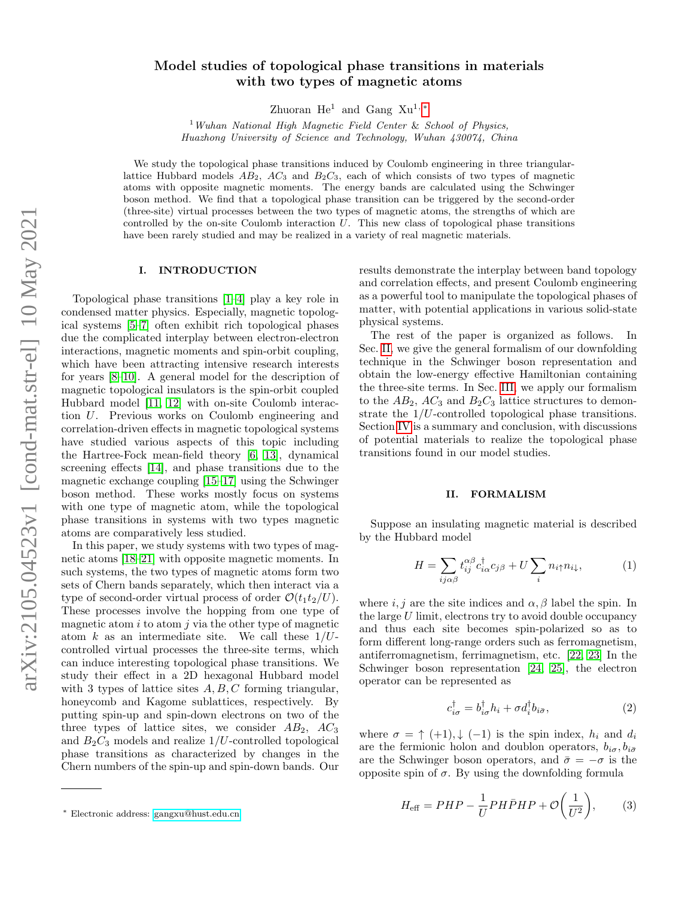# Model studies of topological phase transitions in materials with two types of magnetic atoms

Zhuoran He[1] and Gang Xu[1,*]

[1] *Wuhan National High Magnetic Field Center & School of Physics, Huazhong University of Science and Technology, Wuhan 430074, China*

We study the topological phase transitions induced by Coulomb engineering in three triangular-lattice Hubbard models $AB_2$, $AC_3$ and $B_2C_3$, each of which consists of two types of magnetic atoms with opposite magnetic moments. The energy bands are calculated using the Schwinger boson method. We find that a topological phase transition can be triggered by the second-order (three-site) virtual processes between the two types of magnetic atoms, the strengths of which are controlled by the on-site Coulomb interaction $U$. This new class of topological phase transitions have been rarely studied and may be realized in a variety of real magnetic materials.

## I. INTRODUCTION

Topological phase transitions [1–4] play a key role in condensed matter physics. Especially, magnetic topological systems [5–7] often exhibit rich topological phases due the complicated interplay between electron-electron interactions, magnetic moments and spin-orbit coupling, which have been attracting intensive research interests for years [8–10]. A general model for the description of magnetic topological insulators is the spin-orbit coupled Hubbard model [11, 12] with on-site Coulomb interaction $U$. Previous works on Coulomb engineering and correlation-driven effects in magnetic topological systems have studied various aspects of this topic including the Hartree-Fock mean-field theory [6, 13], dynamical screening effects [14], and phase transitions due to the magnetic exchange coupling [15–17] using the Schwinger boson method. These works mostly focus on systems with one type of magnetic atom, while the topological phase transitions in systems with two types magnetic atoms are comparatively less studied.

In this paper, we study systems with two types of magnetic atoms [18–21] with opposite magnetic moments. In such systems, the two types of magnetic atoms form two sets of Chern bands separately, which then interact via a type of second-order virtual process of order $\mathcal{O}(t_1t_2/U)$. These processes involve the hopping from one type of magnetic atom $i$ to atom $j$ via the other type of magnetic atom $k$ as an intermediate site. We call these $1/U$-controlled virtual processes the three-site terms, which can induce interesting topological phase transitions. We study their effect in a 2D hexagonal Hubbard model with 3 types of lattice sites $A, B, C$ forming triangular, honeycomb and Kagome sublattices, respectively. By putting spin-up and spin-down electrons on two of the three types of lattice sites, we consider $AB_2$, $AC_3$ and $B_2C_3$ models and realize $1/U$-controlled topological phase transitions as characterized by changes in the Chern numbers of the spin-up and spin-down bands. Our results demonstrate the interplay between band topology and correlation effects, and present Coulomb engineering as a powerful tool to manipulate the topological phases of matter, with potential applications in various solid-state physical systems.

The rest of the paper is organized as follows. In Sec. II, we give the general formalism of our downfolding technique in the Schwinger boson representation and obtain the low-energy effective Hamiltonian containing the three-site terms. In Sec. III, we apply our formalism to the $AB_2$, $AC_3$ and $B_2C_3$ lattice structures to demonstrate the $1/U$-controlled topological phase transitions. Section IV is a summary and conclusion, with discussions of potential materials to realize the topological phase transitions found in our model studies.

## II. FORMALISM

Suppose an insulating magnetic material is described by the Hubbard model

$$H = \sum_{ij\alpha\beta} t_{ij}^{\alpha\beta} c_{i\alpha}^\dagger c_{j\beta} + U\sum_i n_{i\uparrow}n_{i\downarrow}, \tag{1}$$

where $i, j$ are the site indices and $\alpha, \beta$ label the spin. In the large $U$ limit, electrons try to avoid double occupancy and thus each site becomes spin-polarized so as to form different long-range orders such as ferromagnetism, antiferromagnetism, ferrimagnetism, etc. [22, 23] In the Schwinger boson representation [24, 25], the electron operator can be represented as

$$c_{i\sigma}^\dagger = b_{i\sigma}^\dagger h_i + \sigma d_i^\dagger b_{i\bar{\sigma}}, \tag{2}$$

where $\sigma = \uparrow (+1), \downarrow (-1)$ is the spin index, $h_i$ and $d_i$ are the fermionic holon and doublon operators, $b_{i\sigma}, b_{i\bar{\sigma}}$ are the Schwinger boson operators, and $\bar{\sigma} = -\sigma$ is the opposite spin of $\sigma$. By using the downfolding formula

$$H_{\text{eff}} = PHP - \frac{1}{U}PH\bar{P}HP + \mathcal{O}\left(\frac{1}{U^2}\right), \tag{3}$$

* Electronic address: gangxu@hust.edu.cn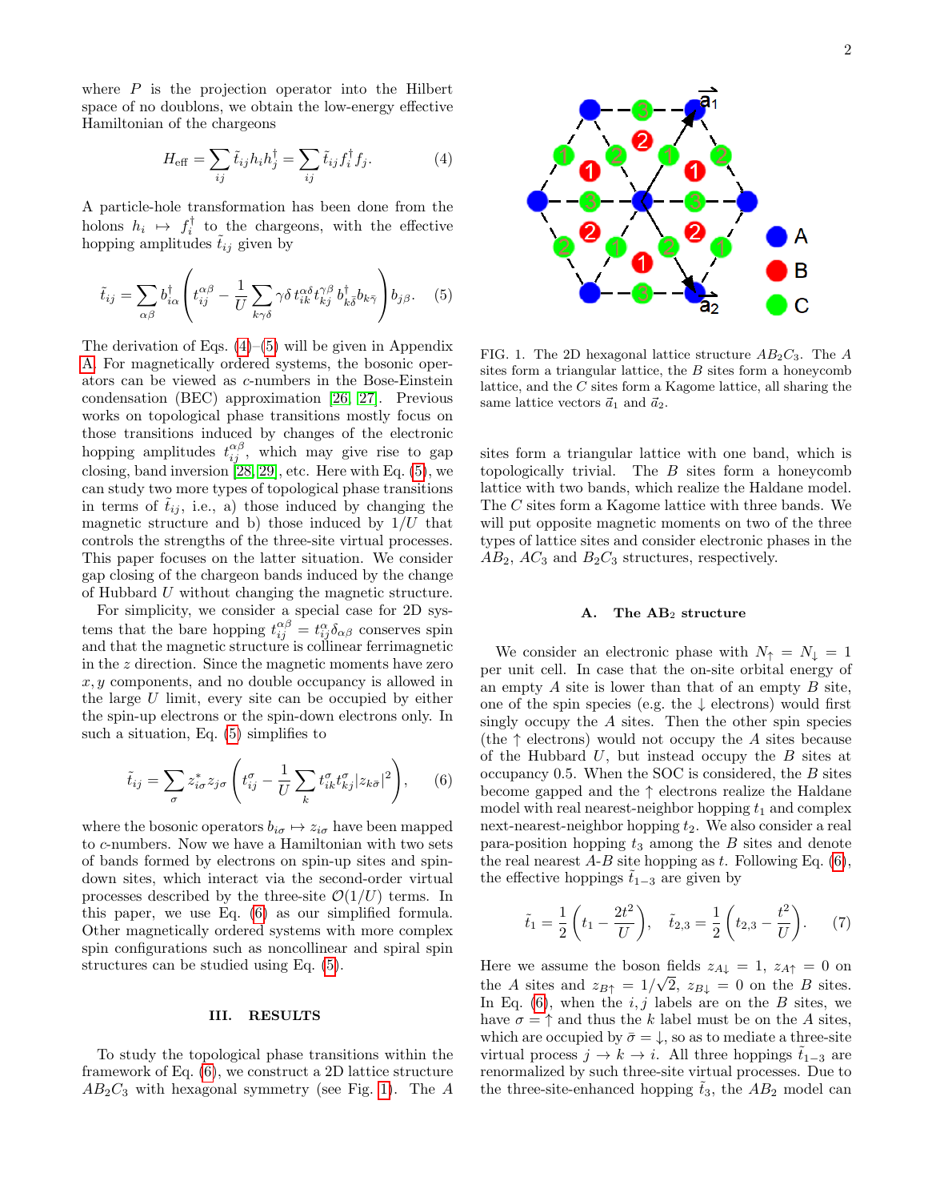where $P$ is the projection operator into the Hilbert space of no doublons, we obtain the low-energy effective Hamiltonian of the chargeons

$$H_{\text{eff}} = \sum_{ij} \tilde{t}_{ij} h_i h_j^\dagger = \sum_{ij} \tilde{t}_{ij} f_i^\dagger f_j. \quad (4)$$

A particle-hole transformation has been done from the holons $h_i \mapsto f_i^\dagger$ to the chargeons, with the effective hopping amplitudes $\tilde{t}_{ij}$ given by

$$\tilde{t}_{ij} = \sum_{\alpha\beta} b_{i\alpha}^\dagger \left( t_{ij}^{\alpha\beta} - \frac{1}{U} \sum_{k\gamma\delta} \gamma\delta\, t_{ik}^{\alpha\delta} t_{kj}^{\gamma\beta}\, b_{k\delta}^\dagger b_{k\bar{\gamma}} \right) b_{j\beta}. \quad (5)$$

The derivation of Eqs. (4)–(5) will be given in Appendix A. For magnetically ordered systems, the bosonic operators can be viewed as $c$-numbers in the Bose-Einstein condensation (BEC) approximation [26, 27]. Previous works on topological phase transitions mostly focus on those transitions induced by changes of the electronic hopping amplitudes $t_{ij}^{\alpha\beta}$, which may give rise to gap closing, band inversion [28, 29], etc. Here with Eq. (5), we can study two more types of topological phase transitions in terms of $\tilde{t}_{ij}$, i.e., a) those induced by changing the magnetic structure and b) those induced by $1/U$ that controls the strengths of the three-site virtual processes. This paper focuses on the latter situation. We consider gap closing of the chargeon bands induced by the change of Hubbard $U$ without changing the magnetic structure.

For simplicity, we consider a special case for 2D systems that the bare hopping $t_{ij}^{\alpha\beta} = t_{ij}^{\alpha}\delta_{\alpha\beta}$ conserves spin and that the magnetic structure is collinear ferrimagnetic in the $z$ direction. Since the magnetic moments have zero $x, y$ components, and no double occupancy is allowed in the large $U$ limit, every site can be occupied by either the spin-up electrons or the spin-down electrons only. In such a situation, Eq. (5) simplifies to

$$\tilde{t}_{ij} = \sum_{\sigma} z_{i\sigma}^* z_{j\sigma} \left( t_{ij}^{\sigma} - \frac{1}{U} \sum_k t_{ik}^{\sigma} t_{kj}^{\sigma} |z_{k\bar{\sigma}}|^2 \right), \quad (6)$$

where the bosonic operators $b_{i\sigma} \mapsto z_{i\sigma}$ have been mapped to $c$-numbers. Now we have a Hamiltonian with two sets of bands formed by electrons on spin-up sites and spin-down sites, which interact via the second-order virtual processes described by the three-site $\mathcal{O}(1/U)$ terms. In this paper, we use Eq. (6) as our simplified formula. Other magnetically ordered systems with more complex spin configurations such as noncollinear and spiral spin structures can be studied using Eq. (5).

## III. RESULTS

To study the topological phase transitions within the framework of Eq. (6), we construct a 2D lattice structure $AB_2C_3$ with hexagonal symmetry (see Fig. 1). The $A$ sites form a triangular lattice with one band, which is topologically trivial. The $B$ sites form a honeycomb lattice with two bands, which realize the Haldane model. The $C$ sites form a Kagome lattice with three bands. We will put opposite magnetic moments on two of the three types of lattice sites and consider electronic phases in the $AB_2$, $AC_3$ and $B_2C_3$ structures, respectively.

FIG. 1. The 2D hexagonal lattice structure $AB_2C_3$. The $A$ sites form a triangular lattice, the $B$ sites form a honeycomb lattice, and the $C$ sites form a Kagome lattice, all sharing the same lattice vectors $\vec{a}_1$ and $\vec{a}_2$.

### A. The AB$_2$ structure

We consider an electronic phase with $N_\uparrow = N_\downarrow = 1$ per unit cell. In case that the on-site orbital energy of an empty $A$ site is lower than that of an empty $B$ site, one of the spin species (e.g. the $\downarrow$ electrons) would first singly occupy the $A$ sites. Then the other spin species (the $\uparrow$ electrons) would not occupy the $A$ sites because of the Hubbard $U$, but instead occupy the $B$ sites at occupancy 0.5. When the SOC is considered, the $B$ sites become gapped and the $\uparrow$ electrons realize the Haldane model with real nearest-neighbor hopping $t_1$ and complex next-nearest-neighbor hopping $t_2$. We also consider a real para-position hopping $t_3$ among the $B$ sites and denote the real nearest $A$-$B$ site hopping as $t$. Following Eq. (6), the effective hoppings $\tilde{t}_{1-3}$ are given by

$$\tilde{t}_1 = \frac{1}{2}\left(t_1 - \frac{2t^2}{U}\right), \quad \tilde{t}_{2,3} = \frac{1}{2}\left(t_{2,3} - \frac{t^2}{U}\right). \quad (7)$$

Here we assume the boson fields $z_{A\downarrow} = 1$, $z_{A\uparrow} = 0$ on the $A$ sites and $z_{B\uparrow} = 1/\sqrt{2}$, $z_{B\downarrow} = 0$ on the $B$ sites. In Eq. (6), when the $i, j$ labels are on the $B$ sites, we have $\sigma = \uparrow$ and thus the $k$ label must be on the $A$ sites, which are occupied by $\bar{\sigma} = \downarrow$, so as to mediate a three-site virtual process $j \to k \to i$. All three hoppings $\tilde{t}_{1-3}$ are renormalized by such three-site virtual processes. Due to the three-site-enhanced hopping $\tilde{t}_3$, the $AB_2$ model can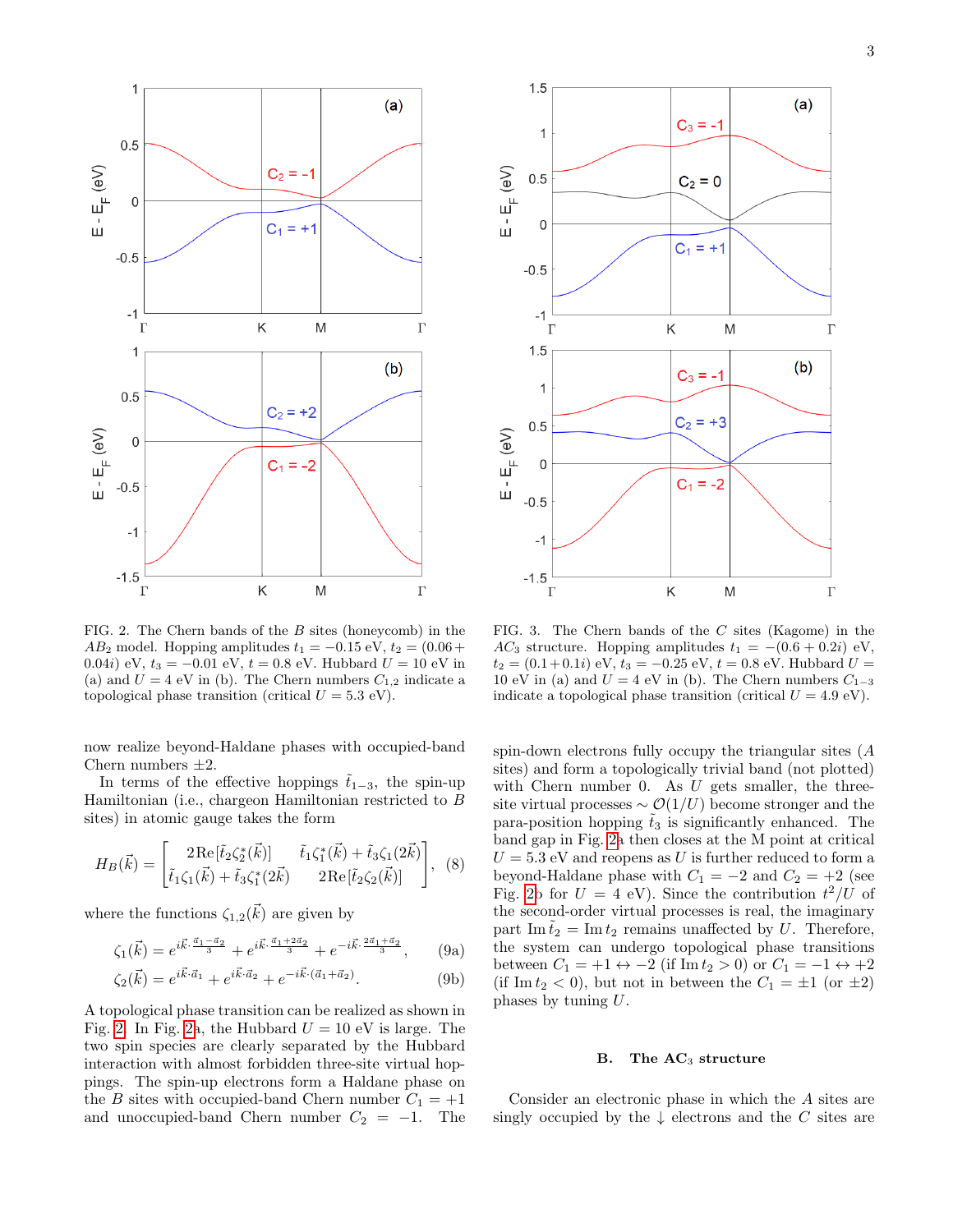FIG. 2. The Chern bands of the $B$ sites (honeycomb) in the $AB_2$ model. Hopping amplitudes $t_1 = -0.15$ eV, $t_2 = (0.06 + 0.04i)$ eV, $t_3 = -0.01$ eV, $t = 0.8$ eV. Hubbard $U = 10$ eV in (a) and $U = 4$ eV in (b). The Chern numbers $C_{1,2}$ indicate a topological phase transition (critical $U = 5.3$ eV).

FIG. 3. The Chern bands of the $C$ sites (Kagome) in the $AC_3$ structure. Hopping amplitudes $t_1 = -(0.6 + 0.2i)$ eV, $t_2 = (0.1 + 0.1i)$ eV, $t_3 = -0.25$ eV, $t = 0.8$ eV. Hubbard $U = 10$ eV in (a) and $U = 4$ eV in (b). The Chern numbers $C_{1-3}$ indicate a topological phase transition (critical $U = 4.9$ eV).

now realize beyond-Haldane phases with occupied-band Chern numbers $\pm 2$.

In terms of the effective hoppings $\tilde{t}_{1-3}$, the spin-up Hamiltonian (i.e., chargeon Hamiltonian restricted to $B$ sites) in atomic gauge takes the form

$$H_B(\vec{k}) = \begin{bmatrix} 2\mathrm{Re}[\tilde{t}_2\zeta_2^*(\vec{k})] & \tilde{t}_1\zeta_1^*(\vec{k}) + \tilde{t}_3\zeta_1(2\vec{k}) \\ \tilde{t}_1\zeta_1(\vec{k}) + \tilde{t}_3\zeta_1^*(2\vec{k}) & 2\mathrm{Re}[\tilde{t}_2\zeta_2(\vec{k})] \end{bmatrix}, \quad (8)$$

where the functions $\zeta_{1,2}(\vec{k})$ are given by

$$\zeta_1(\vec{k}) = e^{i\vec{k}\cdot\frac{\vec{a}_1 - \vec{a}_2}{3}} + e^{i\vec{k}\cdot\frac{\vec{a}_1 + 2\vec{a}_2}{3}} + e^{-i\vec{k}\cdot\frac{2\vec{a}_1 + \vec{a}_2}{3}}, \quad (9a)$$

$$\zeta_2(\vec{k}) = e^{i\vec{k}\cdot\vec{a}_1} + e^{i\vec{k}\cdot\vec{a}_2} + e^{-i\vec{k}\cdot(\vec{a}_1 + \vec{a}_2)}. \quad (9b)$$

A topological phase transition can be realized as shown in Fig. 2. In Fig. 2a, the Hubbard $U = 10$ eV is large. The two spin species are clearly separated by the Hubbard interaction with almost forbidden three-site virtual hoppings. The spin-up electrons form a Haldane phase on the $B$ sites with occupied-band Chern number $C_1 = +1$ and unoccupied-band Chern number $C_2 = -1$. The spin-down electrons fully occupy the triangular sites ($A$ sites) and form a topologically trivial band (not plotted) with Chern number 0. As $U$ gets smaller, the three-site virtual processes $\sim \mathcal{O}(1/U)$ become stronger and the para-position hopping $\tilde{t}_3$ is significantly enhanced. The band gap in Fig. 2a then closes at the M point at critical $U = 5.3$ eV and reopens as $U$ is further reduced to form a beyond-Haldane phase with $C_1 = -2$ and $C_2 = +2$ (see Fig. 2b for $U = 4$ eV). Since the contribution $t^2/U$ of the second-order virtual processes is real, the imaginary part $\mathrm{Im}\,\tilde{t}_2 = \mathrm{Im}\,t_2$ remains unaffected by $U$. Therefore, the system can undergo topological phase transitions between $C_1 = +1 \leftrightarrow -2$ (if $\mathrm{Im}\,t_2 > 0$) or $C_1 = -1 \leftrightarrow +2$ (if $\mathrm{Im}\,t_2 < 0$), but not in between the $C_1 = \pm 1$ (or $\pm 2$) phases by tuning $U$.

### B. The $AC_3$ structure

Consider an electronic phase in which the $A$ sites are singly occupied by the $\downarrow$ electrons and the $C$ sites are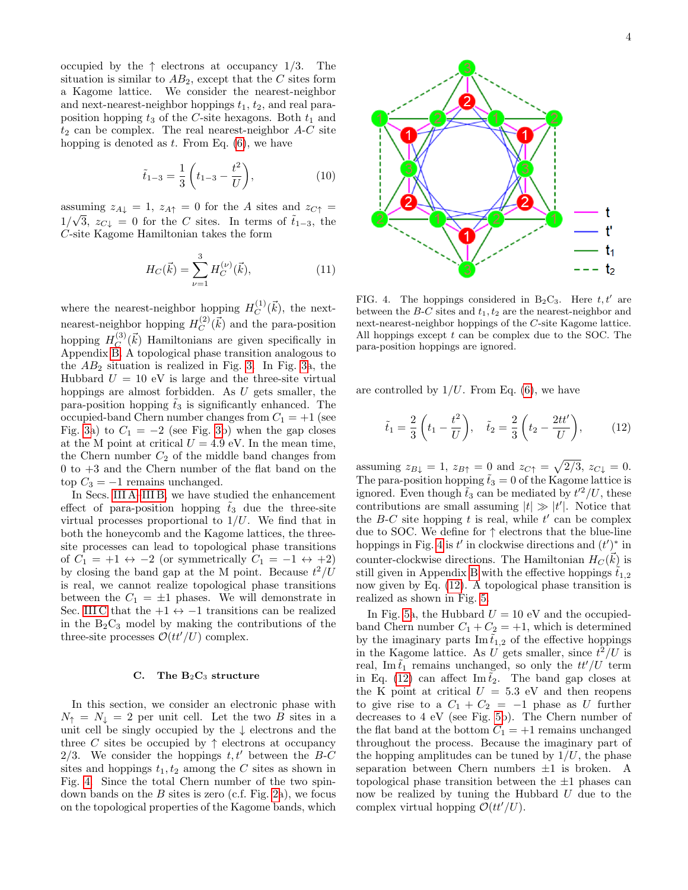occupied by the ↑ electrons at occupancy 1/3. The situation is similar to $AB_2$, except that the $C$ sites form a Kagome lattice. We consider the nearest-neighbor and next-nearest-neighbor hoppings $t_1$, $t_2$, and real para-position hopping $t_3$ of the $C$-site hexagons. Both $t_1$ and $t_2$ can be complex. The real nearest-neighbor $A$-$C$ site hopping is denoted as $t$. From Eq. (6), we have

$$\tilde{t}_{1-3} = \frac{1}{3}\left(t_{1-3} - \frac{t^2}{U}\right), \tag{10}$$

assuming $z_{A\downarrow} = 1$, $z_{A\uparrow} = 0$ for the $A$ sites and $z_{C\uparrow} = 1/\sqrt{3}$, $z_{C\downarrow} = 0$ for the $C$ sites. In terms of $\tilde{t}_{1-3}$, the $C$-site Kagome Hamiltonian takes the form

$$H_C(\vec{k}) = \sum_{\nu=1}^{3} H_C^{(\nu)}(\vec{k}), \tag{11}$$

where the nearest-neighbor hopping $H_C^{(1)}(\vec{k})$, the next-nearest-neighbor hopping $H_C^{(2)}(\vec{k})$ and the para-position hopping $H_C^{(3)}(\vec{k})$ Hamiltonians are given specifically in Appendix B. A topological phase transition analogous to the $AB_2$ situation is realized in Fig. 3. In Fig. 3a, the Hubbard $U = 10$ eV is large and the three-site virtual hoppings are almost forbidden. As $U$ gets smaller, the para-position hopping $\tilde{t}_3$ is significantly enhanced. The occupied-band Chern number changes from $C_1 = +1$ (see Fig. 3a) to $C_1 = -2$ (see Fig. 3b) when the gap closes at the M point at critical $U = 4.9$ eV. In the mean time, the Chern number $C_2$ of the middle band changes from 0 to +3 and the Chern number of the flat band on the top $C_3 = -1$ remains unchanged.

In Secs. III A–III B, we have studied the enhancement effect of para-position hopping $\tilde{t}_3$ due the three-site virtual processes proportional to $1/U$. We find that in both the honeycomb and the Kagome lattices, the three-site processes can lead to topological phase transitions of $C_1 = +1 \leftrightarrow -2$ (or symmetrically $C_1 = -1 \leftrightarrow +2$) by closing the band gap at the M point. Because $t^2/U$ is real, we cannot realize topological phase transitions between the $C_1 = \pm 1$ phases. We will demonstrate in Sec. III C that the $+1 \leftrightarrow -1$ transitions can be realized in the $B_2C_3$ model by making the contributions of the three-site processes $\mathcal{O}(tt'/U)$ complex.

### C. The $B_2C_3$ structure

In this section, we consider an electronic phase with $N_\uparrow = N_\downarrow = 2$ per unit cell. Let the two $B$ sites in a unit cell be singly occupied by the ↓ electrons and the three $C$ sites be occupied by ↑ electrons at occupancy 2/3. We consider the hoppings $t, t'$ between the $B$-$C$ sites and hoppings $t_1, t_2$ among the $C$ sites as shown in Fig. 4. Since the total Chern number of the two spin-down bands on the $B$ sites is zero (c.f. Fig. 2a), we focus on the topological properties of the Kagome bands, which

FIG. 4. The hoppings considered in $B_2C_3$. Here $t, t'$ are between the $B$-$C$ sites and $t_1, t_2$ are the nearest-neighbor and next-nearest-neighbor hoppings of the $C$-site Kagome lattice. All hoppings except $t$ can be complex due to the SOC. The para-position hoppings are ignored.

are controlled by $1/U$. From Eq. (6), we have

$$\tilde{t}_1 = \frac{2}{3}\left(t_1 - \frac{t^2}{U}\right), \quad \tilde{t}_2 = \frac{2}{3}\left(t_2 - \frac{2tt'}{U}\right), \tag{12}$$

assuming $z_{B\downarrow} = 1$, $z_{B\uparrow} = 0$ and $z_{C\uparrow} = \sqrt{2/3}$, $z_{C\downarrow} = 0$. The para-position hopping $\tilde{t}_3 = 0$ of the Kagome lattice is ignored. Even though $\tilde{t}_3$ can be mediated by $t'^2/U$, these contributions are small assuming $|t| \gg |t'|$. Notice that the $B$-$C$ site hopping $t$ is real, while $t'$ can be complex due to SOC. We define for ↑ electrons that the blue-line hoppings in Fig. 4 is $t'$ in clockwise directions and $(t')^*$ in counter-clockwise directions. The Hamiltonian $H_C(\vec{k})$ is still given in Appendix B with the effective hoppings $\tilde{t}_{1,2}$ now given by Eq. (12). A topological phase transition is realized as shown in Fig. 5.

In Fig. 5a, the Hubbard $U = 10$ eV and the occupied-band Chern number $C_1 + C_2 = +1$, which is determined by the imaginary parts $\mathrm{Im}\,\tilde{t}_{1,2}$ of the effective hoppings in the Kagome lattice. As $U$ gets smaller, since $t^2/U$ is real, $\mathrm{Im}\,\tilde{t}_1$ remains unchanged, so only the $tt'/U$ term in Eq. (12) can affect $\mathrm{Im}\,\tilde{t}_2$. The band gap closes at the K point at critical $U = 5.3$ eV and then reopens to give rise to a $C_1 + C_2 = -1$ phase as $U$ further decreases to 4 eV (see Fig. 5b). The Chern number of the flat band at the bottom $C_1 = +1$ remains unchanged throughout the process. Because the imaginary part of the hopping amplitudes can be tuned by $1/U$, the phase separation between Chern numbers $\pm 1$ is broken. A topological phase transition between the $\pm 1$ phases can now be realized by tuning the Hubbard $U$ due to the complex virtual hopping $\mathcal{O}(tt'/U)$.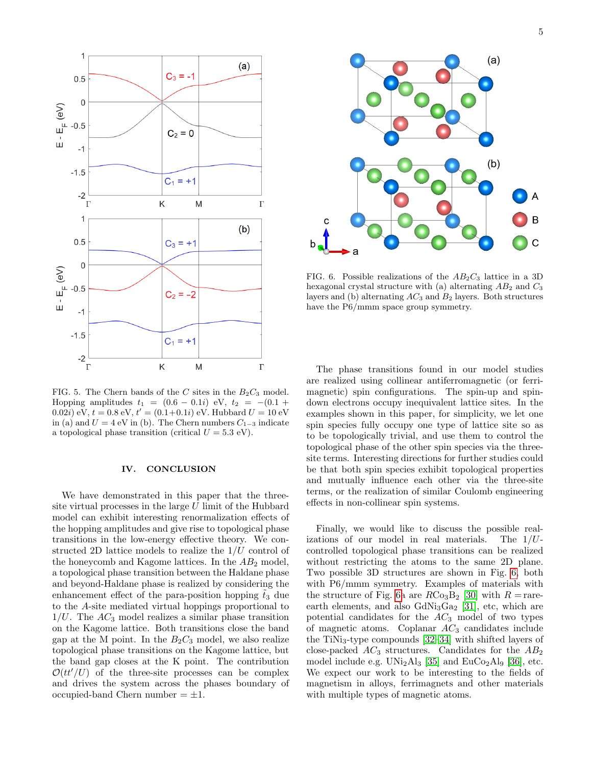FIG. 5. The Chern bands of the $C$ sites in the $B_2C_3$ model. Hopping amplitudes $t_1 = (0.6 - 0.1i)$ eV, $t_2 = -(0.1 + 0.02i)$ eV, $t = 0.8$ eV, $t' = (0.1{+}0.1i)$ eV. Hubbard $U = 10$ eV in (a) and $U = 4$ eV in (b). The Chern numbers $C_{1-3}$ indicate a topological phase transition (critical $U = 5.3$ eV).

## IV. CONCLUSION

We have demonstrated in this paper that the three-site virtual processes in the large $U$ limit of the Hubbard model can exhibit interesting renormalization effects of the hopping amplitudes and give rise to topological phase transitions in the low-energy effective theory. We constructed 2D lattice models to realize the $1/U$ control of the honeycomb and Kagome lattices. In the $AB_2$ model, a topological phase transition between the Haldane phase and beyond-Haldane phase is realized by considering the enhancement effect of the para-position hopping $\tilde{t}_3$ due to the $A$-site mediated virtual hoppings proportional to $1/U$. The $AC_3$ model realizes a similar phase transition on the Kagome lattice. Both transitions close the band gap at the M point. In the $B_2C_3$ model, we also realize topological phase transitions on the Kagome lattice, but the band gap closes at the K point. The contribution $\mathcal{O}(tt'/U)$ of the three-site processes can be complex and drives the system across the phases boundary of occupied-band Chern number $= \pm 1$.

FIG. 6. Possible realizations of the $AB_2C_3$ lattice in a 3D hexagonal crystal structure with (a) alternating $AB_2$ and $C_3$ layers and (b) alternating $AC_3$ and $B_2$ layers. Both structures have the P6/mmm space group symmetry.

The phase transitions found in our model studies are realized using collinear antiferromagnetic (or ferrimagnetic) spin configurations. The spin-up and spin-down electrons occupy inequivalent lattice sites. In the examples shown in this paper, for simplicity, we let one spin species fully occupy one type of lattice site so as to be topologically trivial, and use them to control the topological phase of the other spin species via the three-site terms. Interesting directions for further studies could be that both spin species exhibit topological properties and mutually influence each other via the three-site terms, or the realization of similar Coulomb engineering effects in non-collinear spin systems.

Finally, we would like to discuss the possible realizations of our model in real materials. The $1/U$-controlled topological phase transitions can be realized without restricting the atoms to the same 2D plane. Two possible 3D structures are shown in Fig. 6, both with P6/mmm symmetry. Examples of materials with the structure of Fig. 6a are $R$Co$_3$B$_2$ [30] with $R =$ rare-earth elements, and also GdNi$_3$Ga$_2$ [31], etc, which are potential candidates for the $AC_3$ model of two types of magnetic atoms. Coplanar $AC_3$ candidates include the TiNi$_3$-type compounds [32–34] with shifted layers of close-packed $AC_3$ structures. Candidates for the $AB_2$ model include e.g. UNi$_2$Al$_3$ [35] and EuCo$_2$Al$_9$ [36], etc. We expect our work to be interesting to the fields of magnetism in alloys, ferrimagnets and other materials with multiple types of magnetic atoms.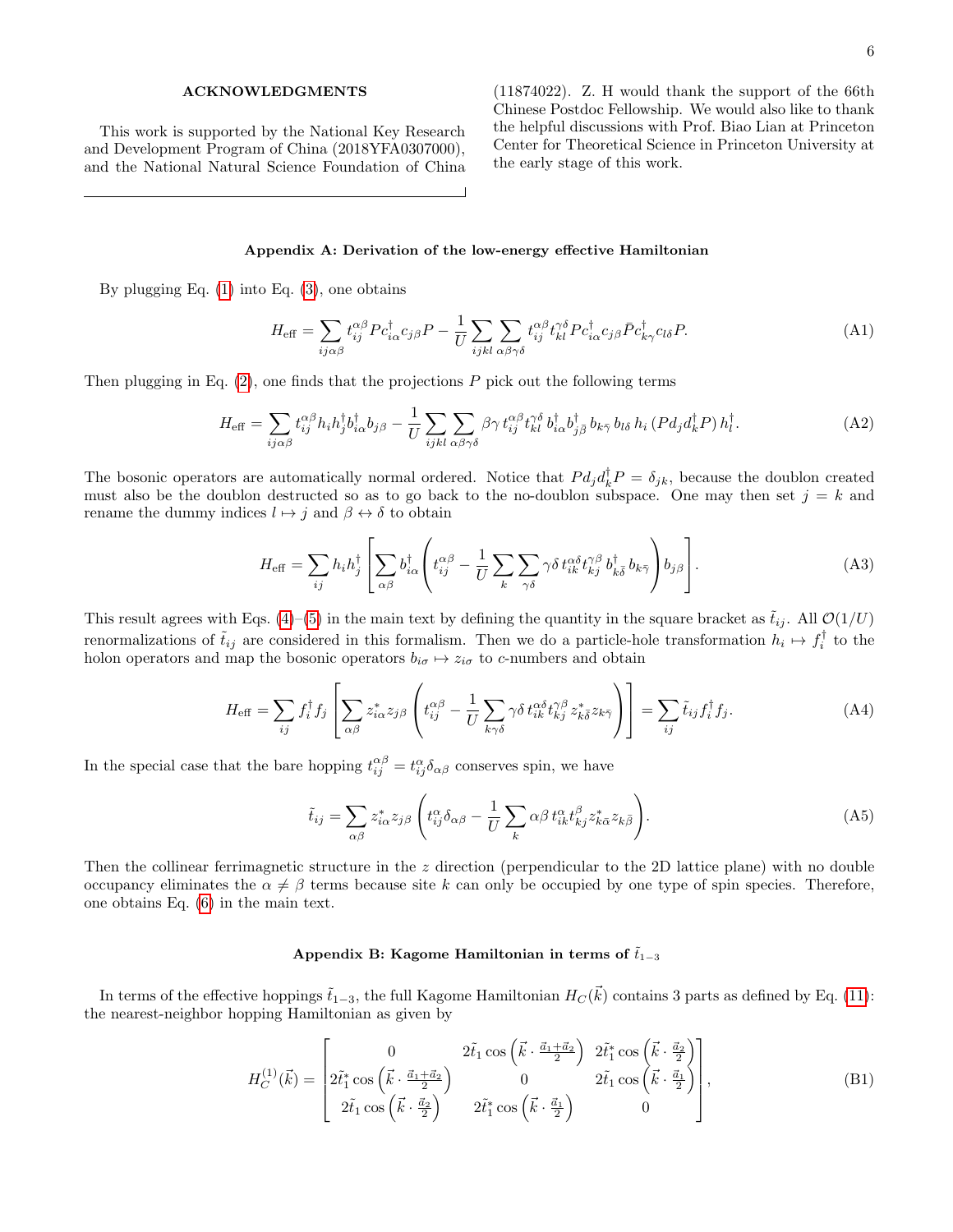## ACKNOWLEDGMENTS

This work is supported by the National Key Research and Development Program of China (2018YFA0307000), and the National Natural Science Foundation of China (11874022). Z. H would thank the support of the 66th Chinese Postdoc Fellowship. We would also like to thank the helpful discussions with Prof. Biao Lian at Princeton Center for Theoretical Science in Princeton University at the early stage of this work.

### Appendix A: Derivation of the low-energy effective Hamiltonian

By plugging Eq. (1) into Eq. (3), one obtains

$$H_{\text{eff}} = \sum_{ij\alpha\beta} t_{ij}^{\alpha\beta} P c_{i\alpha}^{\dagger} c_{j\beta} P - \frac{1}{U} \sum_{ijkl} \sum_{\alpha\beta\gamma\delta} t_{ij}^{\alpha\beta} t_{kl}^{\gamma\delta} P c_{i\alpha}^{\dagger} c_{j\beta} \bar{P} c_{k\gamma}^{\dagger} c_{l\delta} P. \tag{A1}$$

Then plugging in Eq. (2), one finds that the projections $P$ pick out the following terms

$$H_{\text{eff}} = \sum_{ij\alpha\beta} t_{ij}^{\alpha\beta} h_i h_j^{\dagger} b_{i\alpha}^{\dagger} b_{j\beta} - \frac{1}{U} \sum_{ijkl} \sum_{\alpha\beta\gamma\delta} \beta\gamma\, t_{ij}^{\alpha\beta} t_{kl}^{\gamma\delta}\, b_{i\alpha}^{\dagger} b_{j\bar{\beta}}^{\dagger}\, b_{k\bar{\gamma}}\, b_{l\delta}\, h_i \,(P d_j d_k^{\dagger} P)\, h_l^{\dagger}. \tag{A2}$$

The bosonic operators are automatically normal ordered. Notice that $P d_j d_k^{\dagger} P = \delta_{jk}$, because the doublon created must also be the doublon destructed so as to go back to the no-doublon subspace. One may then set $j = k$ and rename the dummy indices $l \mapsto j$ and $\beta \leftrightarrow \delta$ to obtain

$$H_{\text{eff}} = \sum_{ij} h_i h_j^{\dagger} \left[ \sum_{\alpha\beta} b_{i\alpha}^{\dagger} \left( t_{ij}^{\alpha\beta} - \frac{1}{U} \sum_{k} \sum_{\gamma\delta} \gamma\delta\, t_{ik}^{\alpha\delta} t_{kj}^{\gamma\beta}\, b_{k\bar{\delta}}^{\dagger}\, b_{k\bar{\gamma}} \right) b_{j\beta} \right]. \tag{A3}$$

This result agrees with Eqs. (4)–(5) in the main text by defining the quantity in the square bracket as $\tilde{t}_{ij}$. All $\mathcal{O}(1/U)$ renormalizations of $\tilde{t}_{ij}$ are considered in this formalism. Then we do a particle-hole transformation $h_i \mapsto f_i^{\dagger}$ to the holon operators and map the bosonic operators $b_{i\sigma} \mapsto z_{i\sigma}$ to $c$-numbers and obtain

$$H_{\text{eff}} = \sum_{ij} f_i^{\dagger} f_j \left[ \sum_{\alpha\beta} z_{i\alpha}^{*} z_{j\beta} \left( t_{ij}^{\alpha\beta} - \frac{1}{U} \sum_{k\gamma\delta} \gamma\delta\, t_{ik}^{\alpha\delta} t_{kj}^{\gamma\beta}\, z_{k\bar{\delta}}^{*} z_{k\bar{\gamma}} \right) \right] = \sum_{ij} \tilde{t}_{ij} f_i^{\dagger} f_j. \tag{A4}$$

In the special case that the bare hopping $t_{ij}^{\alpha\beta} = t_{ij}^{\alpha} \delta_{\alpha\beta}$ conserves spin, we have

$$\tilde{t}_{ij} = \sum_{\alpha\beta} z_{i\alpha}^{*} z_{j\beta} \left( t_{ij}^{\alpha} \delta_{\alpha\beta} - \frac{1}{U} \sum_{k} \alpha\beta\, t_{ik}^{\alpha} t_{kj}^{\beta}\, z_{k\bar{\alpha}}^{*} z_{k\bar{\beta}} \right). \tag{A5}$$

Then the collinear ferrimagnetic structure in the $z$ direction (perpendicular to the 2D lattice plane) with no double occupancy eliminates the $\alpha \neq \beta$ terms because site $k$ can only be occupied by one type of spin species. Therefore, one obtains Eq. (6) in the main text.

### Appendix B: Kagome Hamiltonian in terms of $\tilde{t}_{1-3}$

In terms of the effective hoppings $\tilde{t}_{1-3}$, the full Kagome Hamiltonian $H_C(\vec{k})$ contains 3 parts as defined by Eq. (11): the nearest-neighbor hopping Hamiltonian as given by

$$H_C^{(1)}(\vec{k}) = \begin{bmatrix} 0 & 2\tilde{t}_1 \cos\left(\vec{k} \cdot \frac{\vec{a}_1 + \vec{a}_2}{2}\right) & 2\tilde{t}_1^{*} \cos\left(\vec{k} \cdot \frac{\vec{a}_2}{2}\right) \\ 2\tilde{t}_1^{*} \cos\left(\vec{k} \cdot \frac{\vec{a}_1 + \vec{a}_2}{2}\right) & 0 & 2\tilde{t}_1 \cos\left(\vec{k} \cdot \frac{\vec{a}_1}{2}\right) \\ 2\tilde{t}_1 \cos\left(\vec{k} \cdot \frac{\vec{a}_2}{2}\right) & 2\tilde{t}_1^{*} \cos\left(\vec{k} \cdot \frac{\vec{a}_1}{2}\right) & 0 \end{bmatrix}, \tag{B1}$$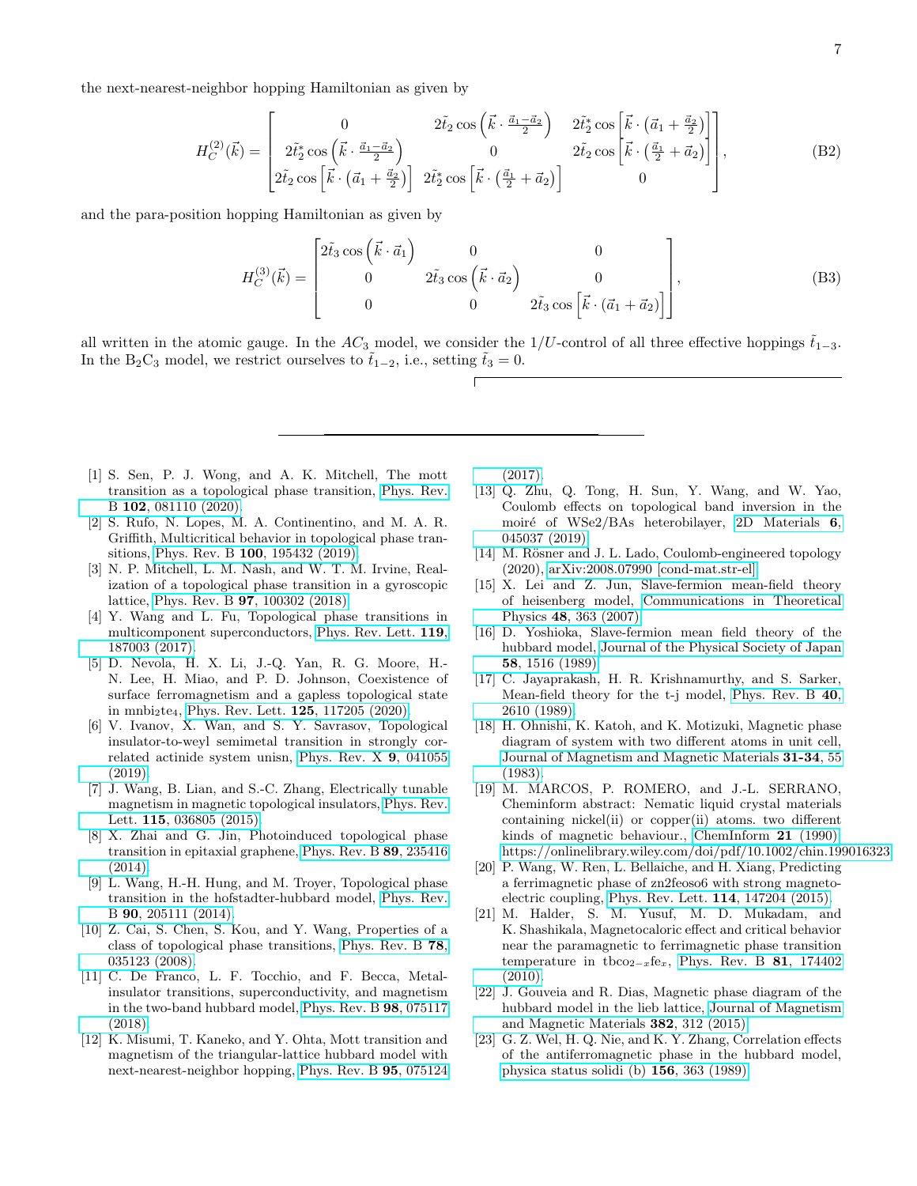the next-nearest-neighbor hopping Hamiltonian as given by

$$H_C^{(2)}(\vec{k}) = \begin{bmatrix} 0 & 2\tilde{t}_2 \cos\left(\vec{k}\cdot\frac{\vec{a}_1-\vec{a}_2}{2}\right) & 2\tilde{t}_2^* \cos\left[\vec{k}\cdot\left(\vec{a}_1+\frac{\vec{a}_2}{2}\right)\right] \\ 2\tilde{t}_2^* \cos\left(\vec{k}\cdot\frac{\vec{a}_1-\vec{a}_2}{2}\right) & 0 & 2\tilde{t}_2 \cos\left[\vec{k}\cdot\left(\frac{\vec{a}_1}{2}+\vec{a}_2\right)\right] \\ 2\tilde{t}_2 \cos\left[\vec{k}\cdot\left(\vec{a}_1+\frac{\vec{a}_2}{2}\right)\right] & 2\tilde{t}_2^* \cos\left[\vec{k}\cdot\left(\frac{\vec{a}_1}{2}+\vec{a}_2\right)\right] & 0 \end{bmatrix}, \tag{B2}$$

and the para-position hopping Hamiltonian as given by

$$H_C^{(3)}(\vec{k}) = \begin{bmatrix} 2\tilde{t}_3 \cos\left(\vec{k}\cdot\vec{a}_1\right) & 0 & 0 \\ 0 & 2\tilde{t}_3 \cos\left(\vec{k}\cdot\vec{a}_2\right) & 0 \\ 0 & 0 & 2\tilde{t}_3 \cos\left[\vec{k}\cdot\left(\vec{a}_1+\vec{a}_2\right)\right] \end{bmatrix}, \tag{B3}$$

all written in the atomic gauge. In the $AC_3$ model, we consider the $1/U$-control of all three effective hoppings $\tilde{t}_{1-3}$. In the $B_2C_3$ model, we restrict ourselves to $\tilde{t}_{1-2}$, i.e., setting $\tilde{t}_3 = 0$.

---

[1] S. Sen, P. J. Wong, and A. K. Mitchell, The mott transition as a topological phase transition, Phys. Rev. B **102**, 081110 (2020).

[2] S. Rufo, N. Lopes, M. A. Continentino, and M. A. R. Griffith, Multicritical behavior in topological phase transitions, Phys. Rev. B **100**, 195432 (2019).

[3] N. P. Mitchell, L. M. Nash, and W. T. M. Irvine, Realization of a topological phase transition in a gyroscopic lattice, Phys. Rev. B **97**, 100302 (2018).

[4] Y. Wang and L. Fu, Topological phase transitions in multicomponent superconductors, Phys. Rev. Lett. **119**, 187003 (2017).

[5] D. Nevola, H. X. Li, J.-Q. Yan, R. G. Moore, H.-N. Lee, H. Miao, and P. D. Johnson, Coexistence of surface ferromagnetism and a gapless topological state in mnbi$_2$te$_4$, Phys. Rev. Lett. **125**, 117205 (2020).

[6] V. Ivanov, X. Wan, and S. Y. Savrasov, Topological insulator-to-weyl semimetal transition in strongly correlated actinide system unisn, Phys. Rev. X **9**, 041055 (2019).

[7] J. Wang, B. Lian, and S.-C. Zhang, Electrically tunable magnetism in magnetic topological insulators, Phys. Rev. Lett. **115**, 036805 (2015).

[8] X. Zhai and G. Jin, Photoinduced topological phase transition in epitaxial graphene, Phys. Rev. B **89**, 235416 (2014).

[9] L. Wang, H.-H. Hung, and M. Troyer, Topological phase transition in the hofstadter-hubbard model, Phys. Rev. B **90**, 205111 (2014).

[10] Z. Cai, S. Chen, S. Kou, and Y. Wang, Properties of a class of topological phase transitions, Phys. Rev. B **78**, 035123 (2008).

[11] C. De Franco, L. F. Tocchio, and F. Becca, Metal-insulator transitions, superconductivity, and magnetism in the two-band hubbard model, Phys. Rev. B **98**, 075117 (2018).

[12] K. Misumi, T. Kaneko, and Y. Ohta, Mott transition and magnetism of the triangular-lattice hubbard model with next-nearest-neighbor hopping, Phys. Rev. B **95**, 075124 (2017).

[13] Q. Zhu, Q. Tong, H. Sun, Y. Wang, and W. Yao, Coulomb effects on topological band inversion in the moiré of WSe2/BAs heterobilayer, 2D Materials **6**, 045037 (2019).

[14] M. Rösner and J. L. Lado, Coulomb-engineered topology (2020), arXiv:2008.07990 [cond-mat.str-el].

[15] X. Lei and Z. Jun, Slave-fermion mean-field theory of heisenberg model, Communications in Theoretical Physics **48**, 363 (2007).

[16] D. Yoshioka, Slave-fermion mean field theory of the hubbard model, Journal of the Physical Society of Japan **58**, 1516 (1989).

[17] C. Jayaprakash, H. R. Krishnamurthy, and S. Sarker, Mean-field theory for the t-j model, Phys. Rev. B **40**, 2610 (1989).

[18] H. Ohnishi, K. Katoh, and K. Motizuki, Magnetic phase diagram of system with two different atoms in unit cell, Journal of Magnetism and Magnetic Materials **31-34**, 55 (1983).

[19] M. MARCOS, P. ROMERO, and J.-L. SERRANO, Cheminform abstract: Nematic liquid crystal materials containing nickel(ii) or copper(ii) atoms. two different kinds of magnetic behaviour., ChemInform **21** (1990), https://onlinelibrary.wiley.com/doi/pdf/10.1002/chin.199016323.

[20] P. Wang, W. Ren, L. Bellaiche, and H. Xiang, Predicting a ferrimagnetic phase of zn2feoso6 with strong magnetoelectric coupling, Phys. Rev. Lett. **114**, 147204 (2015).

[21] M. Halder, S. M. Yusuf, M. D. Mukadam, and K. Shashikala, Magnetocaloric effect and critical behavior near the paramagnetic to ferrimagnetic phase transition temperature in tbco$_{2-x}$fe$_x$, Phys. Rev. B **81**, 174402 (2010).

[22] J. Gouveia and R. Dias, Magnetic phase diagram of the hubbard model in the lieb lattice, Journal of Magnetism and Magnetic Materials **382**, 312 (2015).

[23] G. Z. Wel, H. Q. Nie, and K. Y. Zhang, Correlation effects of the antiferromagnetic phase in the hubbard model, physica status solidi (b) **156**, 363 (1989).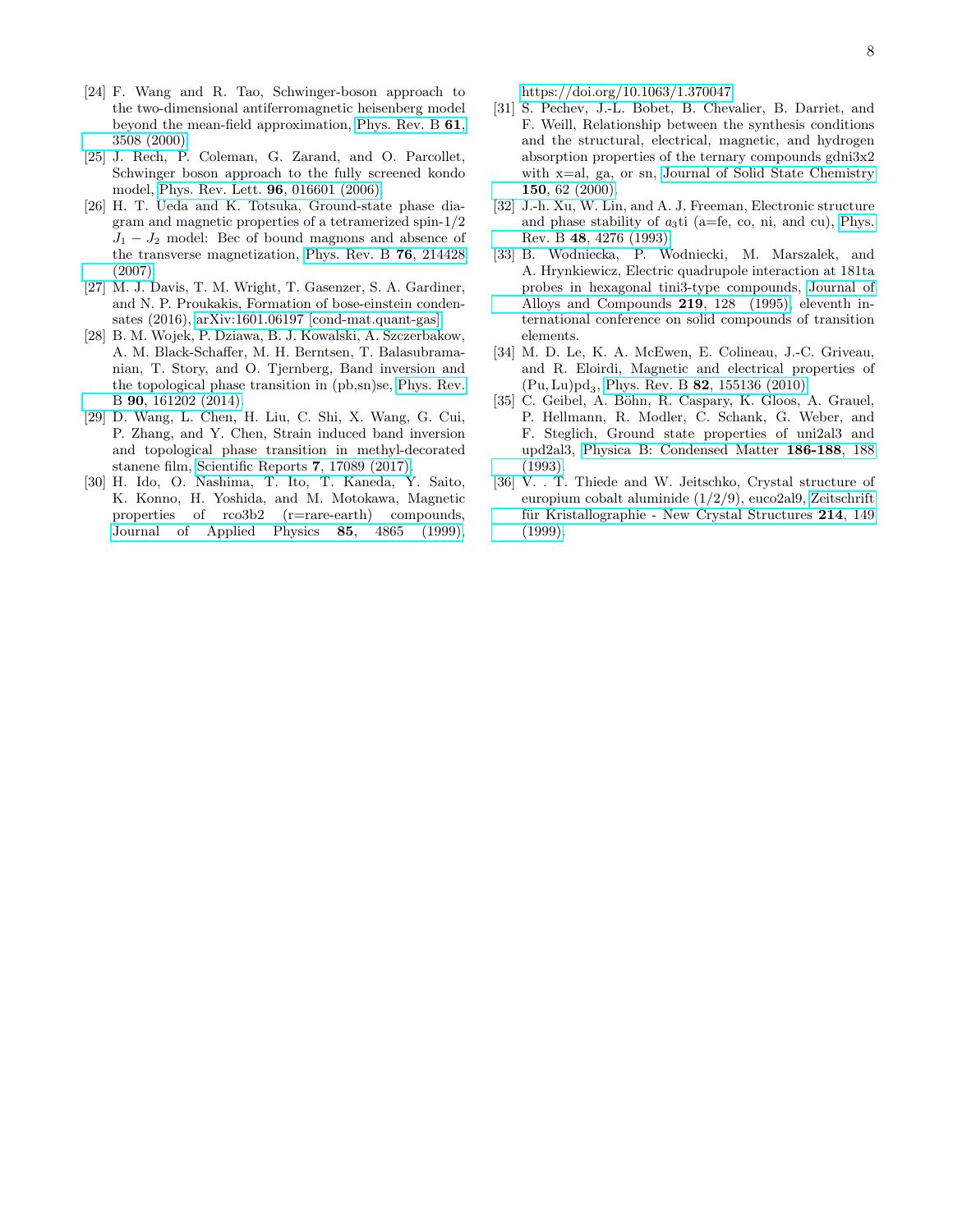[24] F. Wang and R. Tao, Schwinger-boson approach to the two-dimensional antiferromagnetic heisenberg model beyond the mean-field approximation, Phys. Rev. B **61**, 3508 (2000).

[25] J. Rech, P. Coleman, G. Zarand, and O. Parcollet, Schwinger boson approach to the fully screened kondo model, Phys. Rev. Lett. **96**, 016601 (2006).

[26] H. T. Ueda and K. Totsuka, Ground-state phase diagram and magnetic properties of a tetramerized spin-1/2 $J_1 - J_2$ model: Bec of bound magnons and absence of the transverse magnetization, Phys. Rev. B **76**, 214428 (2007).

[27] M. J. Davis, T. M. Wright, T. Gasenzer, S. A. Gardiner, and N. P. Proukakis, Formation of bose-einstein condensates (2016), arXiv:1601.06197 [cond-mat.quant-gas].

[28] B. M. Wojek, P. Dziawa, B. J. Kowalski, A. Szczerbakow, A. M. Black-Schaffer, M. H. Berntsen, T. Balasubramanian, T. Story, and O. Tjernberg, Band inversion and the topological phase transition in (pb,sn)se, Phys. Rev. B **90**, 161202 (2014).

[29] D. Wang, L. Chen, H. Liu, C. Shi, X. Wang, G. Cui, P. Zhang, and Y. Chen, Strain induced band inversion and topological phase transition in methyl-decorated stanene film, Scientific Reports **7**, 17089 (2017).

[30] H. Ido, O. Nashima, T. Ito, T. Kaneda, Y. Saito, K. Konno, H. Yoshida, and M. Motokawa, Magnetic properties of rco3b2 (r=rare-earth) compounds, Journal of Applied Physics **85**, 4865 (1999), https://doi.org/10.1063/1.370047.

[31] S. Pechev, J.-L. Bobet, B. Chevalier, B. Darriet, and F. Weill, Relationship between the synthesis conditions and the structural, electrical, magnetic, and hydrogen absorption properties of the ternary compounds gdni3x2 with x=al, ga, or sn, Journal of Solid State Chemistry **150**, 62 (2000).

[32] J.-h. Xu, W. Lin, and A. J. Freeman, Electronic structure and phase stability of $a_3$ti (a=fe, co, ni, and cu), Phys. Rev. B **48**, 4276 (1993).

[33] B. Wodniecka, P. Wodniecki, M. Marszalek, and A. Hrynkiewicz, Electric quadrupole interaction at 181ta probes in hexagonal tini3-type compounds, Journal of Alloys and Compounds **219**, 128 (1995), eleventh international conference on solid compounds of transition elements.

[34] M. D. Le, K. A. McEwen, E. Colineau, J.-C. Griveau, and R. Eloirdi, Magnetic and electrical properties of $(\mathrm{Pu,Lu})\mathrm{pd}_3$, Phys. Rev. B **82**, 155136 (2010).

[35] C. Geibel, A. Böhn, R. Caspary, K. Gloos, A. Grauel, P. Hellmann, R. Modler, C. Schank, G. Weber, and F. Steglich, Ground state properties of uni2al3 and upd2al3, Physica B: Condensed Matter **186-188**, 188 (1993).

[36] V. . T. Thiede and W. Jeitschko, Crystal structure of europium cobalt aluminide (1/2/9), euco2al9, Zeitschrift für Kristallographie - New Crystal Structures **214**, 149 (1999).